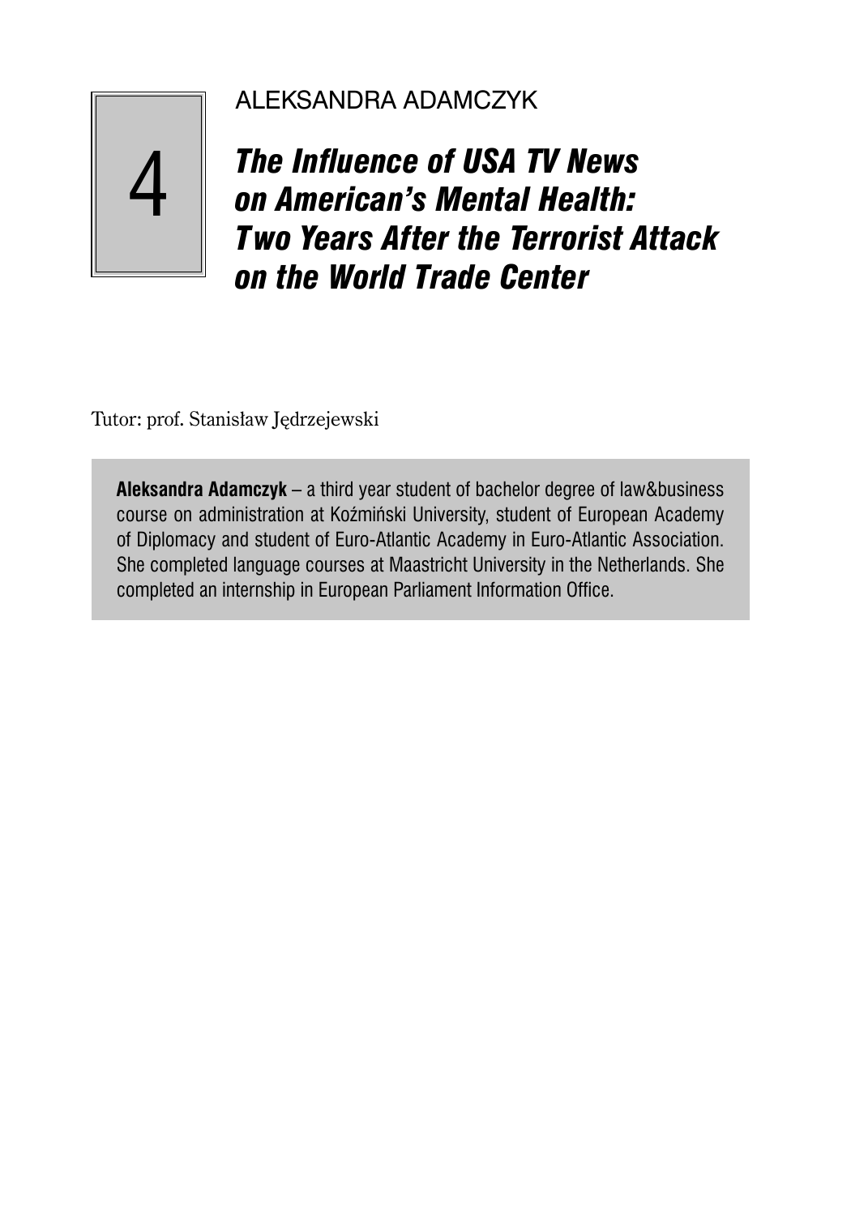4

ALEKSANDRA ADAMCZYK

# *The Influence of USA TV News on American's Mental Health: Two Years After the Terrorist Attack on the World Trade Center*

Tutor: prof. Stanisław Jędrzejewski

**Aleksandra Adamczyk** – a third year student of bachelor degree of law&business course on administration at Koźmiński University, student of European Academy of Diplomacy and student of Euro-Atlantic Academy in Euro-Atlantic Association. She completed language courses at Maastricht University in the Netherlands. She completed an internship in European Parliament Information Office.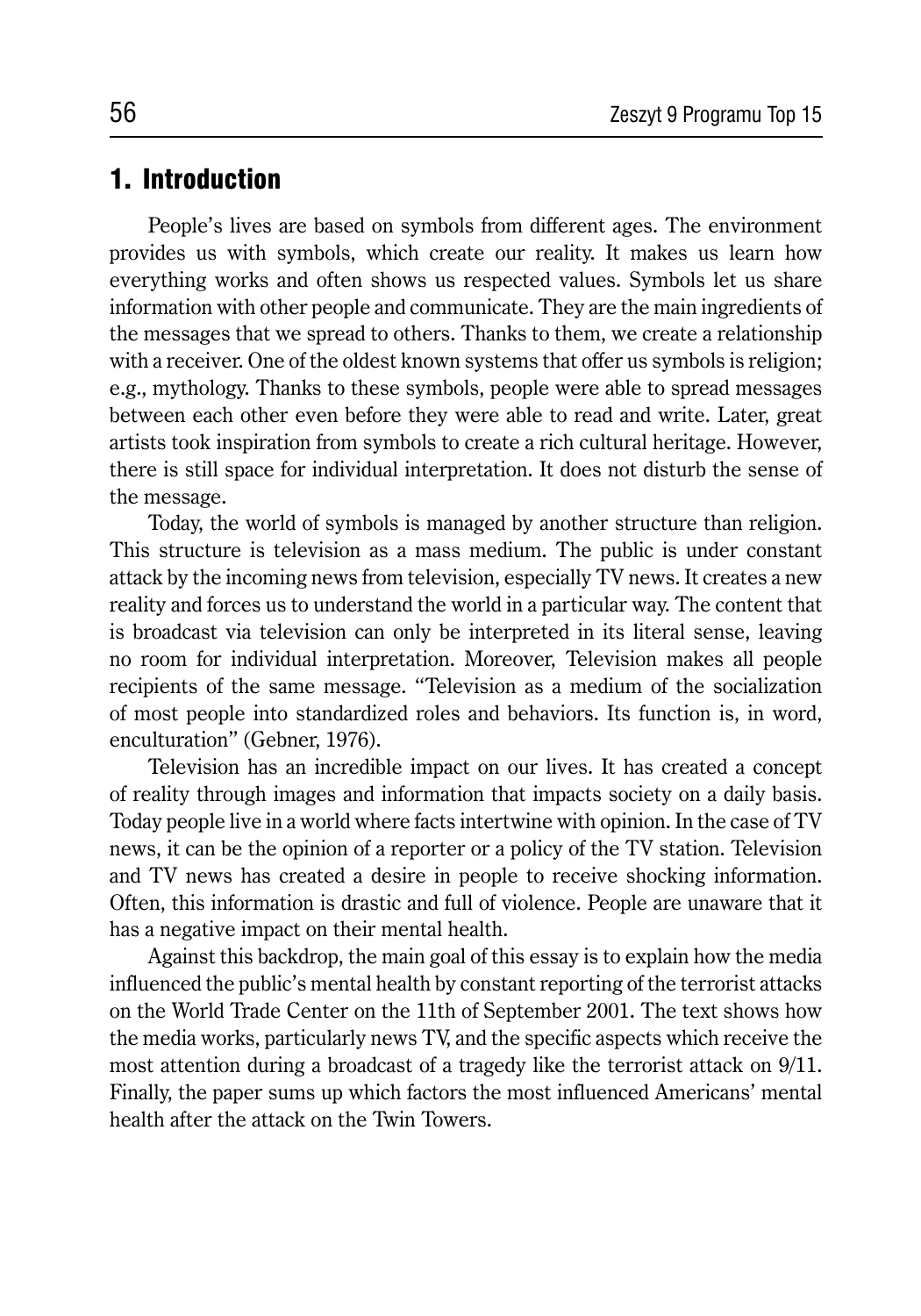## 1. Introduction

People's lives are based on symbols from different ages. The environment provides us with symbols, which create our reality. It makes us learn how everything works and often shows us respected values. Symbols let us share information with other people and communicate. They are the main ingredients of the messages that we spread to others. Thanks to them, we create a relationship with a receiver. One of the oldest known systems that offer us symbols is religion; e.g., mythology. Thanks to these symbols, people were able to spread messages between each other even before they were able to read and write. Later, great artists took inspiration from symbols to create a rich cultural heritage. However, there is still space for individual interpretation. It does not disturb the sense of the message.

Today, the world of symbols is managed by another structure than religion. This structure is television as a mass medium. The public is under constant attack by the incoming news from television, especially TV news. It creates a new reality and forces us to understand the world in a particular way. The content that is broadcast via television can only be interpreted in its literal sense, leaving no room for individual interpretation. Moreover, Television makes all people recipients of the same message. "Television as a medium of the socialization of most people into standardized roles and behaviors. Its function is, in word, enculturation" (Gebner, 1976).

Television has an incredible impact on our lives. It has created a concept of reality through images and information that impacts society on a daily basis. Today people live in a world where facts intertwine with opinion. In the case of TV news, it can be the opinion of a reporter or a policy of the TV station. Television and TV news has created a desire in people to receive shocking information. Often, this information is drastic and full of violence. People are unaware that it has a negative impact on their mental health.

Against this backdrop, the main goal of this essay is to explain how the media influenced the public's mental health by constant reporting of the terrorist attacks on the World Trade Center on the 11th of September 2001. The text shows how the media works, particularly news TV, and the specific aspects which receive the most attention during a broadcast of a tragedy like the terrorist attack on 9/11. Finally, the paper sums up which factors the most influenced Americans' mental health after the attack on the Twin Towers.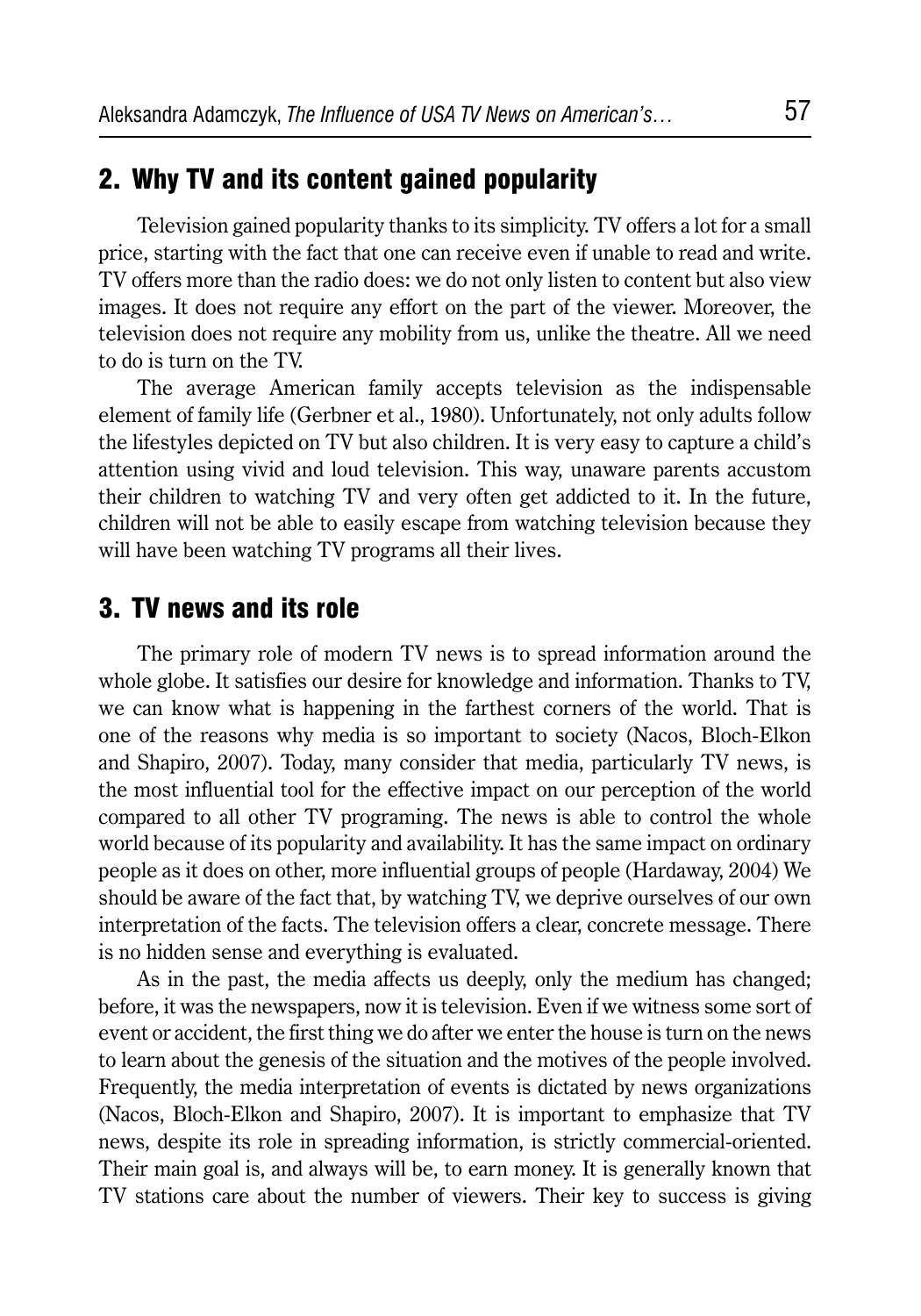## 2. Why TV and its content gained popularity

Television gained popularity thanks to its simplicity. TV offers a lot for a small price, starting with the fact that one can receive even if unable to read and write. TV offers more than the radio does: we do not only listen to content but also view images. It does not require any effort on the part of the viewer. Moreover, the television does not require any mobility from us, unlike the theatre. All we need to do is turn on the TV.

The average American family accepts television as the indispensable element of family life (Gerbner et al., 1980). Unfortunately, not only adults follow the lifestyles depicted on TV but also children. It is very easy to capture a child's attention using vivid and loud television. This way, unaware parents accustom their children to watching TV and very often get addicted to it. In the future, children will not be able to easily escape from watching television because they will have been watching TV programs all their lives.

## 3. TV news and its role

The primary role of modern TV news is to spread information around the whole globe. It satisfies our desire for knowledge and information. Thanks to TV, we can know what is happening in the farthest corners of the world. That is one of the reasons why media is so important to society (Nacos, Bloch-Elkon and Shapiro, 2007). Today, many consider that media, particularly TV news, is the most influential tool for the effective impact on our perception of the world compared to all other TV programing. The news is able to control the whole world because of its popularity and availability. It has the same impact on ordinary people as it does on other, more influential groups of people (Hardaway, 2004) We should be aware of the fact that, by watching TV, we deprive ourselves of our own interpretation of the facts. The television offers a clear, concrete message. There is no hidden sense and everything is evaluated.

As in the past, the media affects us deeply, only the medium has changed; before, it was the newspapers, now it is television. Even if we witness some sort of event or accident, the first thing we do after we enter the house is turn on the news to learn about the genesis of the situation and the motives of the people involved. Frequently, the media interpretation of events is dictated by news organizations (Nacos, Bloch-Elkon and Shapiro, 2007). It is important to emphasize that TV news, despite its role in spreading information, is strictly commercial-oriented. Their main goal is, and always will be, to earn money. It is generally known that TV stations care about the number of viewers. Their key to success is giving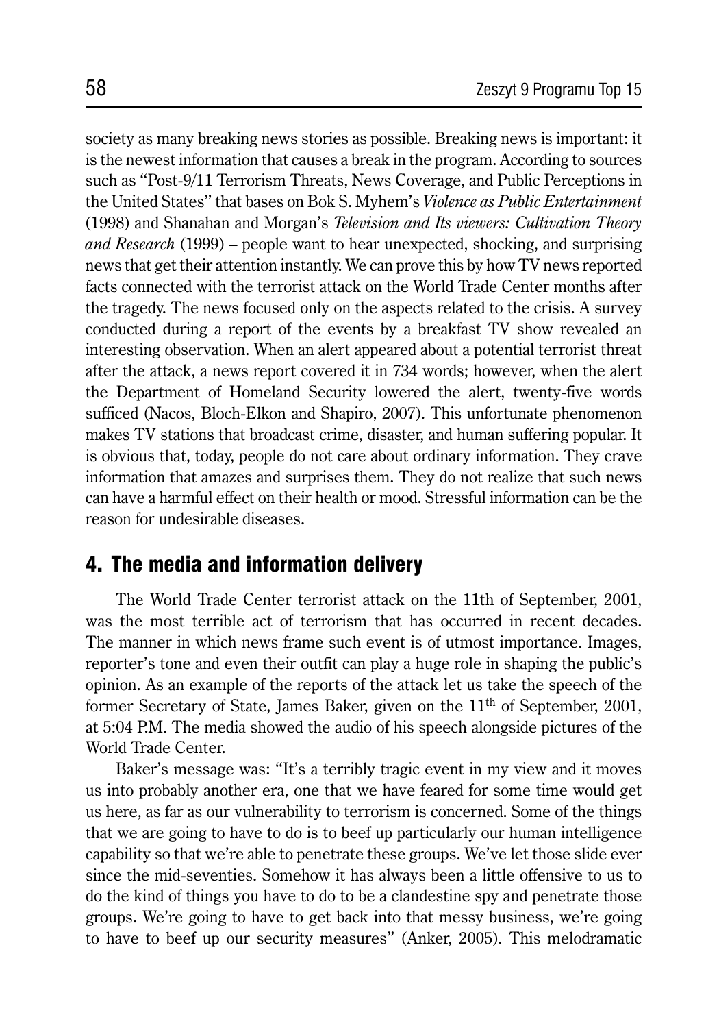society as many breaking news stories as possible. Breaking news is important: it is the newest information that causes a break in the program. According to sources such as "Post-9/11 Terrorism Threats, News Coverage, and Public Perceptions in the United States" that bases on Bok S. Myhem's *Violence as Public Entertainment* (1998) and Shanahan and Morgan's *Television and Its viewers: Cultivation Theory and Research* (1999) – people want to hear unexpected, shocking, and surprising news that get their attention instantly. We can prove this by how TV news reported facts connected with the terrorist attack on the World Trade Center months after the tragedy. The news focused only on the aspects related to the crisis. A survey conducted during a report of the events by a breakfast TV show revealed an interesting observation. When an alert appeared about a potential terrorist threat after the attack, a news report covered it in 734 words; however, when the alert the Department of Homeland Security lowered the alert, twenty-five words sufficed (Nacos, Bloch-Elkon and Shapiro, 2007). This unfortunate phenomenon makes TV stations that broadcast crime, disaster, and human suffering popular. It is obvious that, today, people do not care about ordinary information. They crave information that amazes and surprises them. They do not realize that such news can have a harmful effect on their health or mood. Stressful information can be the reason for undesirable diseases.

## 4. The media and information delivery

The World Trade Center terrorist attack on the 11th of September, 2001, was the most terrible act of terrorism that has occurred in recent decades. The manner in which news frame such event is of utmost importance. Images, reporter's tone and even their outfit can play a huge role in shaping the public's opinion. As an example of the reports of the attack let us take the speech of the former Secretary of State, James Baker, given on the 11th of September, 2001, at 5:04 P.M. The media showed the audio of his speech alongside pictures of the World Trade Center.

Baker's message was: "It's a terribly tragic event in my view and it moves us into probably another era, one that we have feared for some time would get us here, as far as our vulnerability to terrorism is concerned. Some of the things that we are going to have to do is to beef up particularly our human intelligence capability so that we're able to penetrate these groups. We've let those slide ever since the mid-seventies. Somehow it has always been a little offensive to us to do the kind of things you have to do to be a clandestine spy and penetrate those groups. We're going to have to get back into that messy business, we're going to have to beef up our security measures" (Anker, 2005). This melodramatic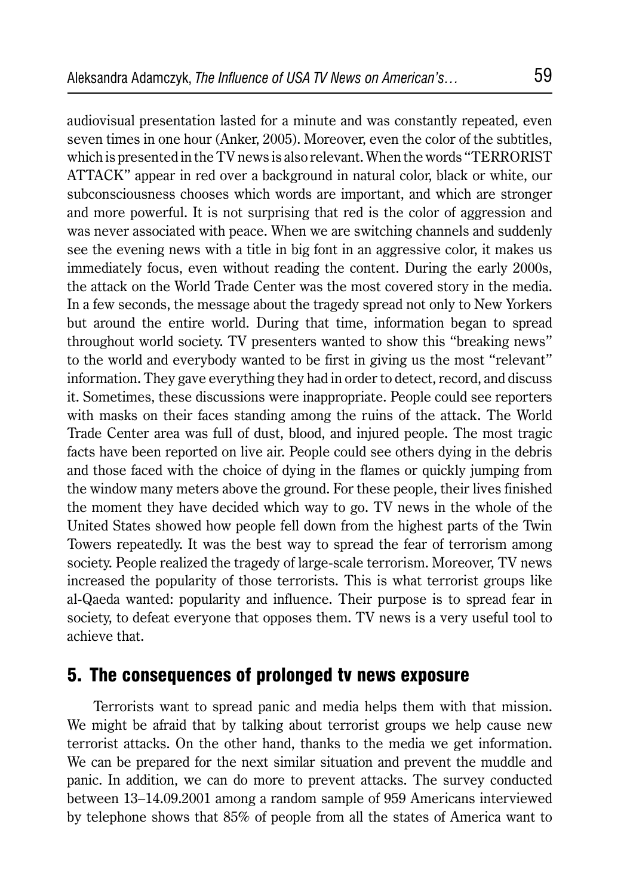audiovisual presentation lasted for a minute and was constantly repeated, even seven times in one hour (Anker, 2005). Moreover, even the color of the subtitles, which is presented in the TV news is also relevant. When the words "TERRORIST ATTACK" appear in red over a background in natural color, black or white, our subconsciousness chooses which words are important, and which are stronger and more powerful. It is not surprising that red is the color of aggression and was never associated with peace. When we are switching channels and suddenly see the evening news with a title in big font in an aggressive color, it makes us immediately focus, even without reading the content. During the early 2000s, the attack on the World Trade Center was the most covered story in the media. In a few seconds, the message about the tragedy spread not only to New Yorkers but around the entire world. During that time, information began to spread throughout world society. TV presenters wanted to show this "breaking news" to the world and everybody wanted to be first in giving us the most "relevant" information. They gave everything they had in order to detect, record, and discuss it. Sometimes, these discussions were inappropriate. People could see reporters with masks on their faces standing among the ruins of the attack. The World Trade Center area was full of dust, blood, and injured people. The most tragic facts have been reported on live air. People could see others dying in the debris and those faced with the choice of dying in the flames or quickly jumping from the window many meters above the ground. For these people, their lives finished the moment they have decided which way to go. TV news in the whole of the United States showed how people fell down from the highest parts of the Twin Towers repeatedly. It was the best way to spread the fear of terrorism among society. People realized the tragedy of large-scale terrorism. Moreover, TV news increased the popularity of those terrorists. This is what terrorist groups like al-Qaeda wanted: popularity and influence. Their purpose is to spread fear in society, to defeat everyone that opposes them. TV news is a very useful tool to achieve that.

## 5. The consequences of prolonged tv news exposure

Terrorists want to spread panic and media helps them with that mission. We might be afraid that by talking about terrorist groups we help cause new terrorist attacks. On the other hand, thanks to the media we get information. We can be prepared for the next similar situation and prevent the muddle and panic. In addition, we can do more to prevent attacks. The survey conducted between 13–14.09.2001 among a random sample of 959 Americans interviewed by telephone shows that 85% of people from all the states of America want to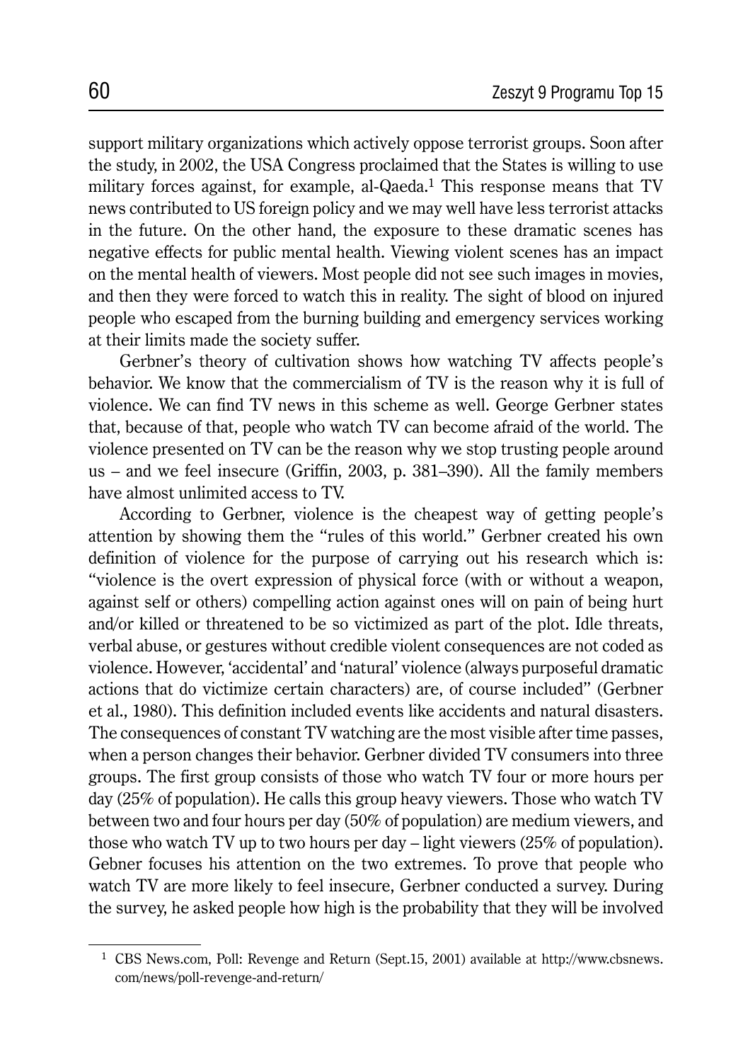support military organizations which actively oppose terrorist groups. Soon after the study, in 2002, the USA Congress proclaimed that the States is willing to use military forces against, for example, al-Qaeda.[1] This response means that TV news contributed to US foreign policy and we may well have less terrorist attacks in the future. On the other hand, the exposure to these dramatic scenes has negative effects for public mental health. Viewing violent scenes has an impact on the mental health of viewers. Most people did not see such images in movies, and then they were forced to watch this in reality. The sight of blood on injured people who escaped from the burning building and emergency services working at their limits made the society suffer.

Gerbner's theory of cultivation shows how watching TV affects people's behavior. We know that the commercialism of TV is the reason why it is full of violence. We can find TV news in this scheme as well. George Gerbner states that, because of that, people who watch TV can become afraid of the world. The violence presented on TV can be the reason why we stop trusting people around us – and we feel insecure (Griffin, 2003, p. 381–390). All the family members have almost unlimited access to TV.

According to Gerbner, violence is the cheapest way of getting people's attention by showing them the "rules of this world." Gerbner created his own definition of violence for the purpose of carrying out his research which is: "violence is the overt expression of physical force (with or without a weapon, against self or others) compelling action against ones will on pain of being hurt and/or killed or threatened to be so victimized as part of the plot. Idle threats, verbal abuse, or gestures without credible violent consequences are not coded as violence. However, 'accidental' and 'natural' violence (always purposeful dramatic actions that do victimize certain characters) are, of course included" (Gerbner et al., 1980). This definition included events like accidents and natural disasters. The consequences of constant TV watching are the most visible after time passes, when a person changes their behavior. Gerbner divided TV consumers into three groups. The first group consists of those who watch TV four or more hours per day (25% of population). He calls this group heavy viewers. Those who watch TV between two and four hours per day (50% of population) are medium viewers, and those who watch TV up to two hours per day – light viewers (25% of population). Gebner focuses his attention on the two extremes. To prove that people who watch TV are more likely to feel insecure, Gerbner conducted a survey. During the survey, he asked people how high is the probability that they will be involved

[1] CBS News.com, Poll: Revenge and Return (Sept.15, 2001) available at http://www.cbsnews.com/news/poll-revenge-and-return/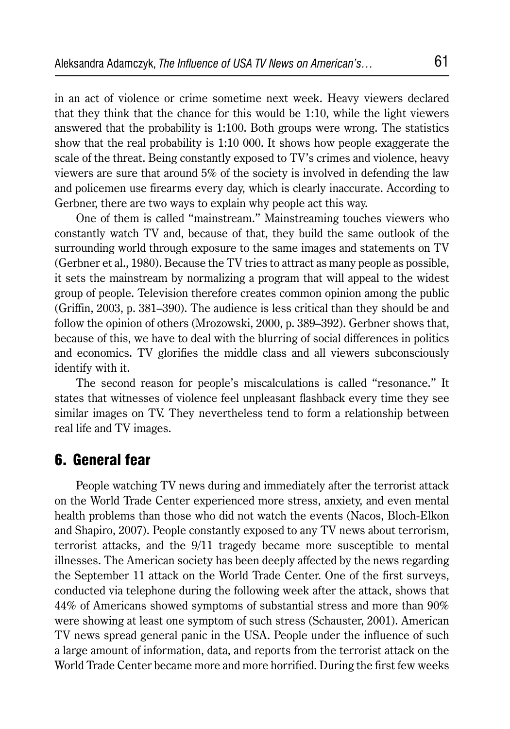in an act of violence or crime sometime next week. Heavy viewers declared that they think that the chance for this would be 1:10, while the light viewers answered that the probability is 1:100. Both groups were wrong. The statistics show that the real probability is 1:10 000. It shows how people exaggerate the scale of the threat. Being constantly exposed to TV's crimes and violence, heavy viewers are sure that around 5% of the society is involved in defending the law and policemen use firearms every day, which is clearly inaccurate. According to Gerbner, there are two ways to explain why people act this way.

One of them is called "mainstream." Mainstreaming touches viewers who constantly watch TV and, because of that, they build the same outlook of the surrounding world through exposure to the same images and statements on TV (Gerbner et al., 1980). Because the TV tries to attract as many people as possible, it sets the mainstream by normalizing a program that will appeal to the widest group of people. Television therefore creates common opinion among the public (Griffin, 2003, p. 381–390). The audience is less critical than they should be and follow the opinion of others (Mrozowski, 2000, p. 389–392). Gerbner shows that, because of this, we have to deal with the blurring of social differences in politics and economics. TV glorifies the middle class and all viewers subconsciously identify with it.

The second reason for people's miscalculations is called "resonance." It states that witnesses of violence feel unpleasant flashback every time they see similar images on TV. They nevertheless tend to form a relationship between real life and TV images.

## 6. General fear

People watching TV news during and immediately after the terrorist attack on the World Trade Center experienced more stress, anxiety, and even mental health problems than those who did not watch the events (Nacos, Bloch-Elkon and Shapiro, 2007). People constantly exposed to any TV news about terrorism, terrorist attacks, and the 9/11 tragedy became more susceptible to mental illnesses. The American society has been deeply affected by the news regarding the September 11 attack on the World Trade Center. One of the first surveys, conducted via telephone during the following week after the attack, shows that 44% of Americans showed symptoms of substantial stress and more than 90% were showing at least one symptom of such stress (Schauster, 2001). American TV news spread general panic in the USA. People under the influence of such a large amount of information, data, and reports from the terrorist attack on the World Trade Center became more and more horrified. During the first few weeks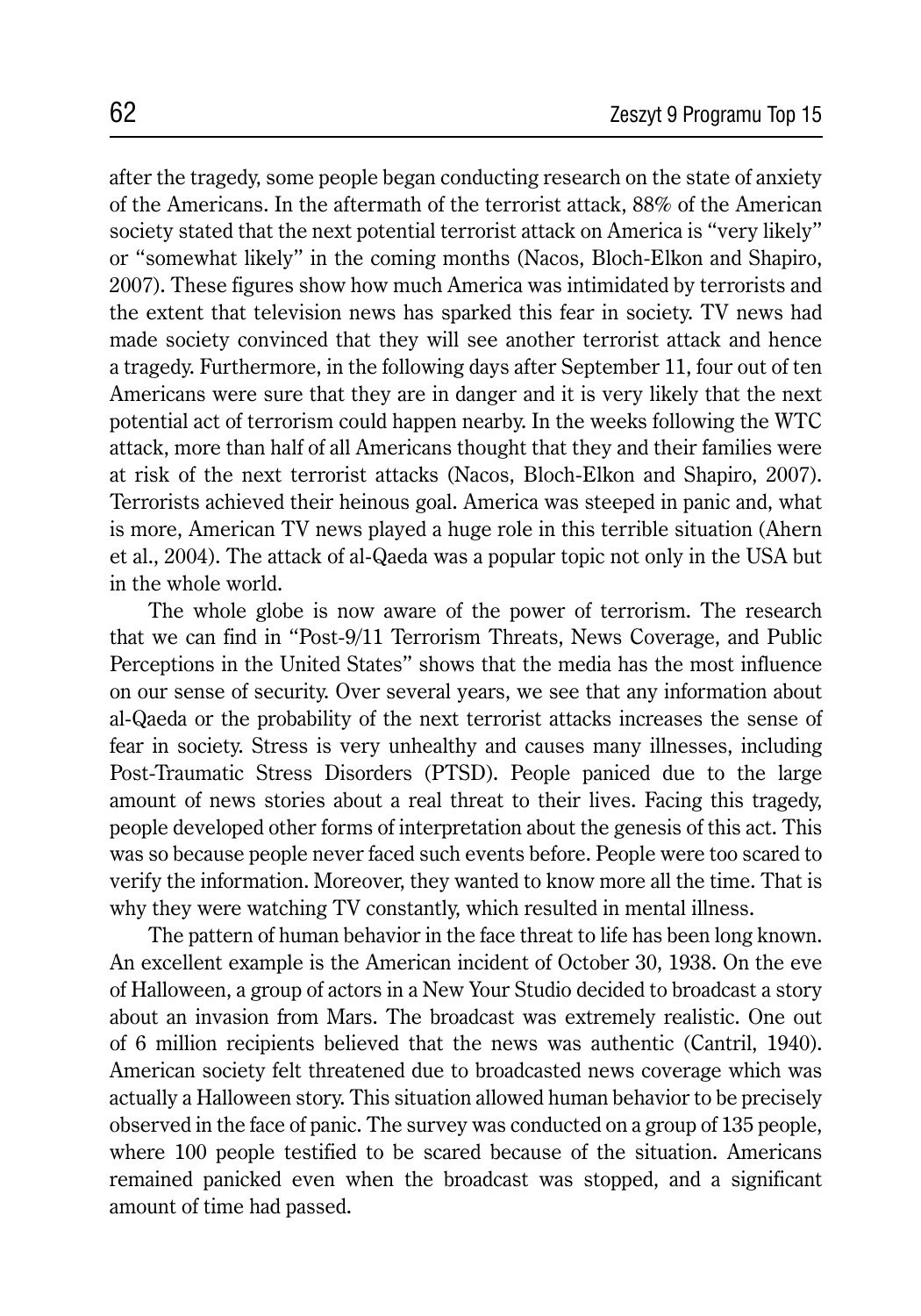after the tragedy, some people began conducting research on the state of anxiety of the Americans. In the aftermath of the terrorist attack, 88% of the American society stated that the next potential terrorist attack on America is "very likely" or "somewhat likely" in the coming months (Nacos, Bloch-Elkon and Shapiro, 2007). These figures show how much America was intimidated by terrorists and the extent that television news has sparked this fear in society. TV news had made society convinced that they will see another terrorist attack and hence a tragedy. Furthermore, in the following days after September 11, four out of ten Americans were sure that they are in danger and it is very likely that the next potential act of terrorism could happen nearby. In the weeks following the WTC attack, more than half of all Americans thought that they and their families were at risk of the next terrorist attacks (Nacos, Bloch-Elkon and Shapiro, 2007). Terrorists achieved their heinous goal. America was steeped in panic and, what is more, American TV news played a huge role in this terrible situation (Ahern et al., 2004). The attack of al-Qaeda was a popular topic not only in the USA but in the whole world.

The whole globe is now aware of the power of terrorism. The research that we can find in "Post-9/11 Terrorism Threats, News Coverage, and Public Perceptions in the United States" shows that the media has the most influence on our sense of security. Over several years, we see that any information about al-Qaeda or the probability of the next terrorist attacks increases the sense of fear in society. Stress is very unhealthy and causes many illnesses, including Post-Traumatic Stress Disorders (PTSD). People paniced due to the large amount of news stories about a real threat to their lives. Facing this tragedy, people developed other forms of interpretation about the genesis of this act. This was so because people never faced such events before. People were too scared to verify the information. Moreover, they wanted to know more all the time. That is why they were watching TV constantly, which resulted in mental illness.

The pattern of human behavior in the face threat to life has been long known. An excellent example is the American incident of October 30, 1938. On the eve of Halloween, a group of actors in a New Your Studio decided to broadcast a story about an invasion from Mars. The broadcast was extremely realistic. One out of 6 million recipients believed that the news was authentic (Cantril, 1940). American society felt threatened due to broadcasted news coverage which was actually a Halloween story. This situation allowed human behavior to be precisely observed in the face of panic. The survey was conducted on a group of 135 people, where 100 people testified to be scared because of the situation. Americans remained panicked even when the broadcast was stopped, and a significant amount of time had passed.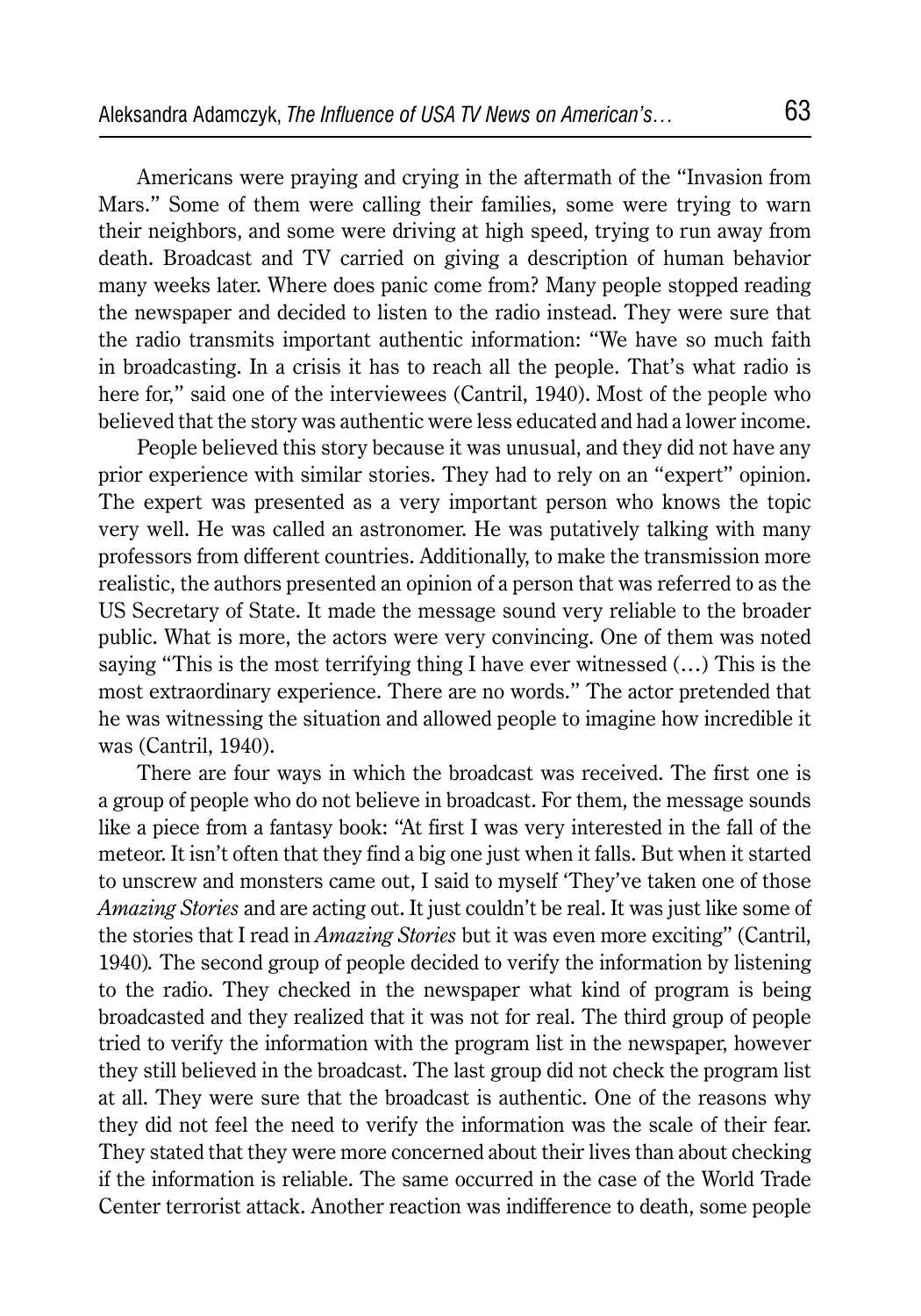Americans were praying and crying in the aftermath of the "Invasion from Mars." Some of them were calling their families, some were trying to warn their neighbors, and some were driving at high speed, trying to run away from death. Broadcast and TV carried on giving a description of human behavior many weeks later. Where does panic come from? Many people stopped reading the newspaper and decided to listen to the radio instead. They were sure that the radio transmits important authentic information: "We have so much faith in broadcasting. In a crisis it has to reach all the people. That's what radio is here for," said one of the interviewees (Cantril, 1940). Most of the people who believed that the story was authentic were less educated and had a lower income.

People believed this story because it was unusual, and they did not have any prior experience with similar stories. They had to rely on an "expert" opinion. The expert was presented as a very important person who knows the topic very well. He was called an astronomer. He was putatively talking with many professors from different countries. Additionally, to make the transmission more realistic, the authors presented an opinion of a person that was referred to as the US Secretary of State. It made the message sound very reliable to the broader public. What is more, the actors were very convincing. One of them was noted saying "This is the most terrifying thing I have ever witnessed (…) This is the most extraordinary experience. There are no words." The actor pretended that he was witnessing the situation and allowed people to imagine how incredible it was (Cantril, 1940).

There are four ways in which the broadcast was received. The first one is a group of people who do not believe in broadcast. For them, the message sounds like a piece from a fantasy book: "At first I was very interested in the fall of the meteor. It isn't often that they find a big one just when it falls. But when it started to unscrew and monsters came out, I said to myself 'They've taken one of those *Amazing Stories* and are acting out. It just couldn't be real. It was just like some of the stories that I read in *Amazing Stories* but it was even more exciting" (Cantril, 1940). The second group of people decided to verify the information by listening to the radio. They checked in the newspaper what kind of program is being broadcasted and they realized that it was not for real. The third group of people tried to verify the information with the program list in the newspaper, however they still believed in the broadcast. The last group did not check the program list at all. They were sure that the broadcast is authentic. One of the reasons why they did not feel the need to verify the information was the scale of their fear. They stated that they were more concerned about their lives than about checking if the information is reliable. The same occurred in the case of the World Trade Center terrorist attack. Another reaction was indifference to death, some people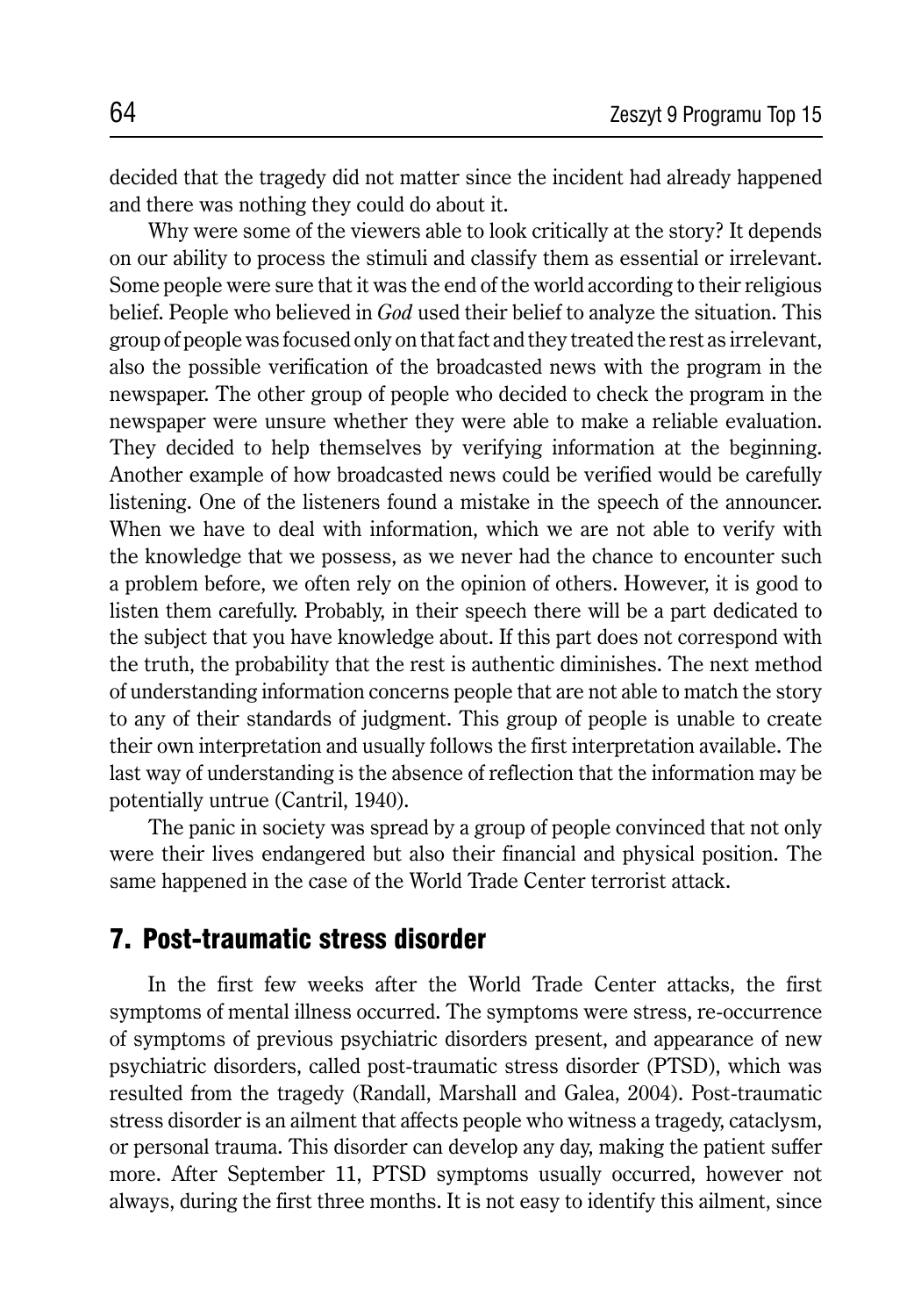decided that the tragedy did not matter since the incident had already happened and there was nothing they could do about it.

Why were some of the viewers able to look critically at the story? It depends on our ability to process the stimuli and classify them as essential or irrelevant. Some people were sure that it was the end of the world according to their religious belief. People who believed in *God* used their belief to analyze the situation. This group of people was focused only on that fact and they treated the rest as irrelevant, also the possible verification of the broadcasted news with the program in the newspaper. The other group of people who decided to check the program in the newspaper were unsure whether they were able to make a reliable evaluation. They decided to help themselves by verifying information at the beginning. Another example of how broadcasted news could be verified would be carefully listening. One of the listeners found a mistake in the speech of the announcer. When we have to deal with information, which we are not able to verify with the knowledge that we possess, as we never had the chance to encounter such a problem before, we often rely on the opinion of others. However, it is good to listen them carefully. Probably, in their speech there will be a part dedicated to the subject that you have knowledge about. If this part does not correspond with the truth, the probability that the rest is authentic diminishes. The next method of understanding information concerns people that are not able to match the story to any of their standards of judgment. This group of people is unable to create their own interpretation and usually follows the first interpretation available. The last way of understanding is the absence of reflection that the information may be potentially untrue (Cantril, 1940).

The panic in society was spread by a group of people convinced that not only were their lives endangered but also their financial and physical position. The same happened in the case of the World Trade Center terrorist attack.

## 7. Post-traumatic stress disorder

In the first few weeks after the World Trade Center attacks, the first symptoms of mental illness occurred. The symptoms were stress, re-occurrence of symptoms of previous psychiatric disorders present, and appearance of new psychiatric disorders, called post-traumatic stress disorder (PTSD), which was resulted from the tragedy (Randall, Marshall and Galea, 2004). Post-traumatic stress disorder is an ailment that affects people who witness a tragedy, cataclysm, or personal trauma. This disorder can develop any day, making the patient suffer more. After September 11, PTSD symptoms usually occurred, however not always, during the first three months. It is not easy to identify this ailment, since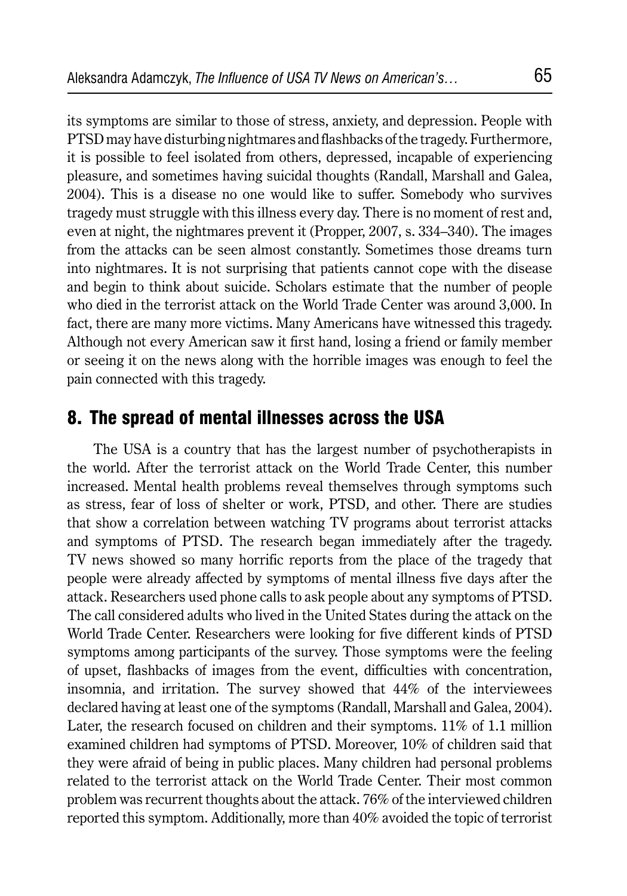its symptoms are similar to those of stress, anxiety, and depression. People with PTSD may have disturbing nightmares and flashbacks of the tragedy. Furthermore, it is possible to feel isolated from others, depressed, incapable of experiencing pleasure, and sometimes having suicidal thoughts (Randall, Marshall and Galea, 2004). This is a disease no one would like to suffer. Somebody who survives tragedy must struggle with this illness every day. There is no moment of rest and, even at night, the nightmares prevent it (Propper, 2007, s. 334–340). The images from the attacks can be seen almost constantly. Sometimes those dreams turn into nightmares. It is not surprising that patients cannot cope with the disease and begin to think about suicide. Scholars estimate that the number of people who died in the terrorist attack on the World Trade Center was around 3,000. In fact, there are many more victims. Many Americans have witnessed this tragedy. Although not every American saw it first hand, losing a friend or family member or seeing it on the news along with the horrible images was enough to feel the pain connected with this tragedy.

## 8. The spread of mental illnesses across the USA

The USA is a country that has the largest number of psychotherapists in the world. After the terrorist attack on the World Trade Center, this number increased. Mental health problems reveal themselves through symptoms such as stress, fear of loss of shelter or work, PTSD, and other. There are studies that show a correlation between watching TV programs about terrorist attacks and symptoms of PTSD. The research began immediately after the tragedy. TV news showed so many horrific reports from the place of the tragedy that people were already affected by symptoms of mental illness five days after the attack. Researchers used phone calls to ask people about any symptoms of PTSD. The call considered adults who lived in the United States during the attack on the World Trade Center. Researchers were looking for five different kinds of PTSD symptoms among participants of the survey. Those symptoms were the feeling of upset, flashbacks of images from the event, difficulties with concentration, insomnia, and irritation. The survey showed that 44% of the interviewees declared having at least one of the symptoms (Randall, Marshall and Galea, 2004). Later, the research focused on children and their symptoms. 11% of 1.1 million examined children had symptoms of PTSD. Moreover, 10% of children said that they were afraid of being in public places. Many children had personal problems related to the terrorist attack on the World Trade Center. Their most common problem was recurrent thoughts about the attack. 76% of the interviewed children reported this symptom. Additionally, more than 40% avoided the topic of terrorist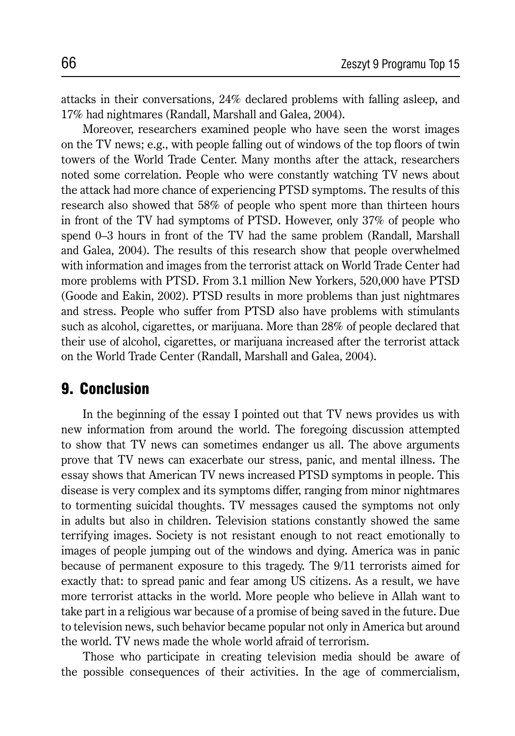attacks in their conversations, 24% declared problems with falling asleep, and 17% had nightmares (Randall, Marshall and Galea, 2004).

Moreover, researchers examined people who have seen the worst images on the TV news; e.g., with people falling out of windows of the top floors of twin towers of the World Trade Center. Many months after the attack, researchers noted some correlation. People who were constantly watching TV news about the attack had more chance of experiencing PTSD symptoms. The results of this research also showed that 58% of people who spent more than thirteen hours in front of the TV had symptoms of PTSD. However, only 37% of people who spend 0–3 hours in front of the TV had the same problem (Randall, Marshall and Galea, 2004). The results of this research show that people overwhelmed with information and images from the terrorist attack on World Trade Center had more problems with PTSD. From 3.1 million New Yorkers, 520,000 have PTSD (Goode and Eakin, 2002). PTSD results in more problems than just nightmares and stress. People who suffer from PTSD also have problems with stimulants such as alcohol, cigarettes, or marijuana. More than 28% of people declared that their use of alcohol, cigarettes, or marijuana increased after the terrorist attack on the World Trade Center (Randall, Marshall and Galea, 2004).

## 9. Conclusion

In the beginning of the essay I pointed out that TV news provides us with new information from around the world. The foregoing discussion attempted to show that TV news can sometimes endanger us all. The above arguments prove that TV news can exacerbate our stress, panic, and mental illness. The essay shows that American TV news increased PTSD symptoms in people. This disease is very complex and its symptoms differ, ranging from minor nightmares to tormenting suicidal thoughts. TV messages caused the symptoms not only in adults but also in children. Television stations constantly showed the same terrifying images. Society is not resistant enough to not react emotionally to images of people jumping out of the windows and dying. America was in panic because of permanent exposure to this tragedy. The 9/11 terrorists aimed for exactly that: to spread panic and fear among US citizens. As a result, we have more terrorist attacks in the world. More people who believe in Allah want to take part in a religious war because of a promise of being saved in the future. Due to television news, such behavior became popular not only in America but around the world. TV news made the whole world afraid of terrorism.

Those who participate in creating television media should be aware of the possible consequences of their activities. In the age of commercialism,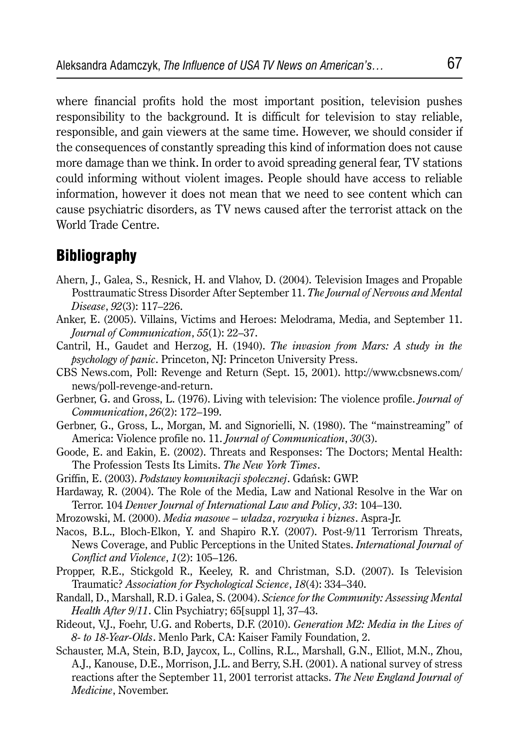where financial profits hold the most important position, television pushes responsibility to the background. It is difficult for television to stay reliable, responsible, and gain viewers at the same time. However, we should consider if the consequences of constantly spreading this kind of information does not cause more damage than we think. In order to avoid spreading general fear, TV stations could informing without violent images. People should have access to reliable information, however it does not mean that we need to see content which can cause psychiatric disorders, as TV news caused after the terrorist attack on the World Trade Centre.

## Bibliography

Ahern, J., Galea, S., Resnick, H. and Vlahov, D. (2004). Television Images and Propable Posttraumatic Stress Disorder After September 11. *The Journal of Nervous and Mental Disease*, *92*(3): 117–226.

Anker, E. (2005). Villains, Victims and Heroes: Melodrama, Media, and September 11. *Journal of Communication*, *55*(1): 22–37.

Cantril, H., Gaudet and Herzog, H. (1940). *The invasion from Mars: A study in the psychology of panic*. Princeton, NJ: Princeton University Press.

CBS News.com, Poll: Revenge and Return (Sept. 15, 2001). http://www.cbsnews.com/news/poll-revenge-and-return.

Gerbner, G. and Gross, L. (1976). Living with television: The violence profile. *Journal of Communication*, *26*(2): 172–199.

Gerbner, G., Gross, L., Morgan, M. and Signorielli, N. (1980). The "mainstreaming" of America: Violence profile no. 11. *Journal of Communication*, *30*(3).

Goode, E. and Eakin, E. (2002). Threats and Responses: The Doctors; Mental Health: The Profession Tests Its Limits. *The New York Times*.

Griffin, E. (2003). *Podstawy komunikacji społecznej*. Gdańsk: GWP.

Hardaway, R. (2004). The Role of the Media, Law and National Resolve in the War on Terror. 104 *Denver Journal of International Law and Policy*, *33*: 104–130.

Mrozowski, M. (2000). *Media masowe – władza, rozrywka i biznes*. Aspra-Jr.

Nacos, B.L., Bloch-Elkon, Y. and Shapiro R.Y. (2007). Post-9/11 Terrorism Threats, News Coverage, and Public Perceptions in the United States. *International Journal of Conflict and Violence*, *1*(2): 105–126.

Propper, R.E., Stickgold R., Keeley, R. and Christman, S.D. (2007). Is Television Traumatic? *Association for Psychological Science*, *18*(4): 334–340.

Randall, D., Marshall, R.D. i Galea, S. (2004). *Science for the Community: Assessing Mental Health After 9/11*. Clin Psychiatry; 65[suppl 1], 37–43.

Rideout, V.J., Foehr, U.G. and Roberts, D.F. (2010). *Generation M2: Media in the Lives of 8- to 18-Year-Olds*. Menlo Park, CA: Kaiser Family Foundation, 2.

Schauster, M.A, Stein, B.D, Jaycox, L., Collins, R.L., Marshall, G.N., Elliot, M.N., Zhou, A.J., Kanouse, D.E., Morrison, J.L. and Berry, S.H. (2001). A national survey of stress reactions after the September 11, 2001 terrorist attacks. *The New England Journal of Medicine*, November.